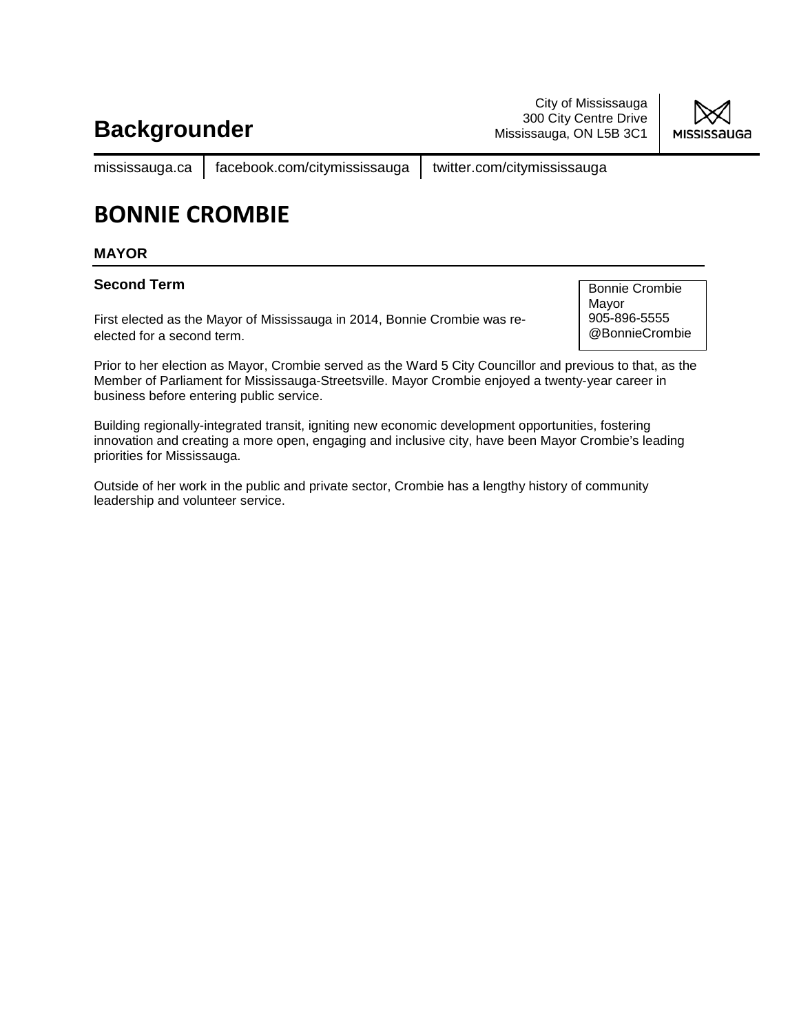# Backgrounder

City of Mississauga
300 City Centre Drive
Mississauga, ON L5B 3C1

mississauga.ca | facebook.com/citymississauga | twitter.com/citymississauga

# BONNIE CROMBIE

## MAYOR

### Second Term

Bonnie Crombie
Mayor
905-896-5555
@BonnieCrombie

First elected as the Mayor of Mississauga in 2014, Bonnie Crombie was re-elected for a second term.

Prior to her election as Mayor, Crombie served as the Ward 5 City Councillor and previous to that, as the Member of Parliament for Mississauga-Streetsville. Mayor Crombie enjoyed a twenty-year career in business before entering public service.

Building regionally-integrated transit, igniting new economic development opportunities, fostering innovation and creating a more open, engaging and inclusive city, have been Mayor Crombie's leading priorities for Mississauga.

Outside of her work in the public and private sector, Crombie has a lengthy history of community leadership and volunteer service.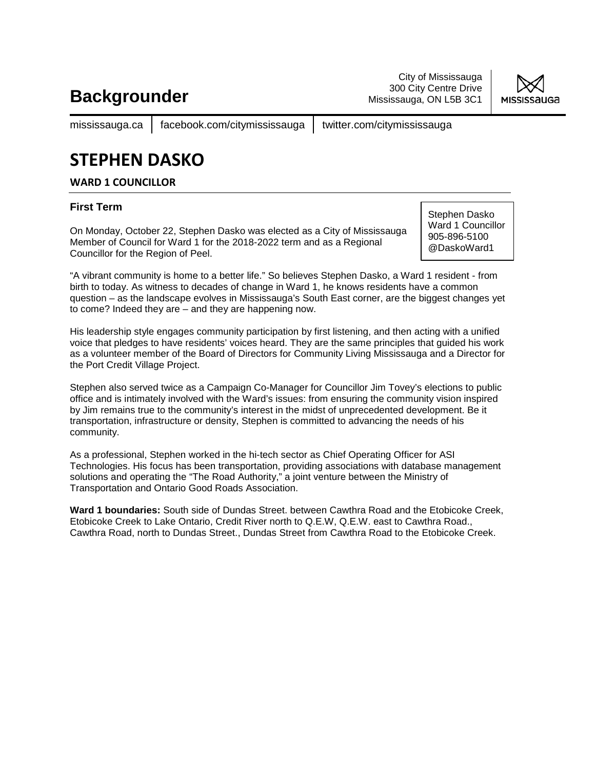# Backgrounder

City of Mississauga
300 City Centre Drive
Mississauga, ON L5B 3C1

mississauga.ca | facebook.com/citymississauga | twitter.com/citymississauga

# STEPHEN DASKO

**WARD 1 COUNCILLOR**

### First Term

Stephen Dasko
Ward 1 Councillor
905-896-5100
@DaskoWard1

On Monday, October 22, Stephen Dasko was elected as a City of Mississauga Member of Council for Ward 1 for the 2018-2022 term and as a Regional Councillor for the Region of Peel.

"A vibrant community is home to a better life." So believes Stephen Dasko, a Ward 1 resident - from birth to today. As witness to decades of change in Ward 1, he knows residents have a common question – as the landscape evolves in Mississauga's South East corner, are the biggest changes yet to come? Indeed they are – and they are happening now.

His leadership style engages community participation by first listening, and then acting with a unified voice that pledges to have residents' voices heard. They are the same principles that guided his work as a volunteer member of the Board of Directors for Community Living Mississauga and a Director for the Port Credit Village Project.

Stephen also served twice as a Campaign Co-Manager for Councillor Jim Tovey's elections to public office and is intimately involved with the Ward's issues: from ensuring the community vision inspired by Jim remains true to the community's interest in the midst of unprecedented development. Be it transportation, infrastructure or density, Stephen is committed to advancing the needs of his community.

As a professional, Stephen worked in the hi-tech sector as Chief Operating Officer for ASI Technologies. His focus has been transportation, providing associations with database management solutions and operating the "The Road Authority," a joint venture between the Ministry of Transportation and Ontario Good Roads Association.

**Ward 1 boundaries:** South side of Dundas Street. between Cawthra Road and the Etobicoke Creek, Etobicoke Creek to Lake Ontario, Credit River north to Q.E.W, Q.E.W. east to Cawthra Road., Cawthra Road, north to Dundas Street., Dundas Street from Cawthra Road to the Etobicoke Creek.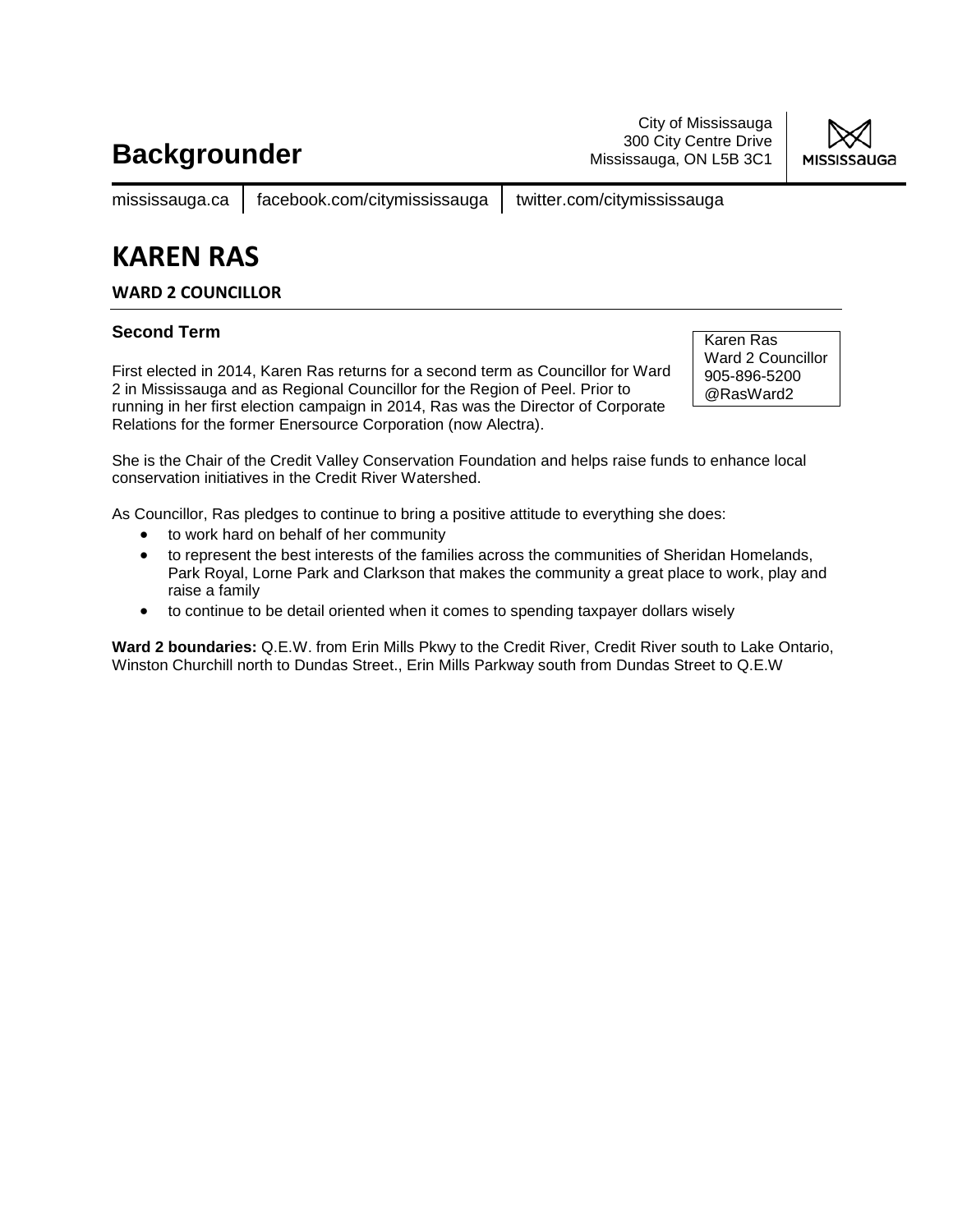# Backgrounder

City of Mississauga
300 City Centre Drive
Mississauga, ON L5B 3C1

mississauga.ca | facebook.com/citymississauga | twitter.com/citymississauga

# KAREN RAS

**WARD 2 COUNCILLOR**

### Second Term

Karen Ras
Ward 2 Councillor
905-896-5200
@RasWard2

First elected in 2014, Karen Ras returns for a second term as Councillor for Ward 2 in Mississauga and as Regional Councillor for the Region of Peel. Prior to running in her first election campaign in 2014, Ras was the Director of Corporate Relations for the former Enersource Corporation (now Alectra).

She is the Chair of the Credit Valley Conservation Foundation and helps raise funds to enhance local conservation initiatives in the Credit River Watershed.

As Councillor, Ras pledges to continue to bring a positive attitude to everything she does:

- to work hard on behalf of her community
- to represent the best interests of the families across the communities of Sheridan Homelands, Park Royal, Lorne Park and Clarkson that makes the community a great place to work, play and raise a family
- to continue to be detail oriented when it comes to spending taxpayer dollars wisely

**Ward 2 boundaries:** Q.E.W. from Erin Mills Pkwy to the Credit River, Credit River south to Lake Ontario, Winston Churchill north to Dundas Street., Erin Mills Parkway south from Dundas Street to Q.E.W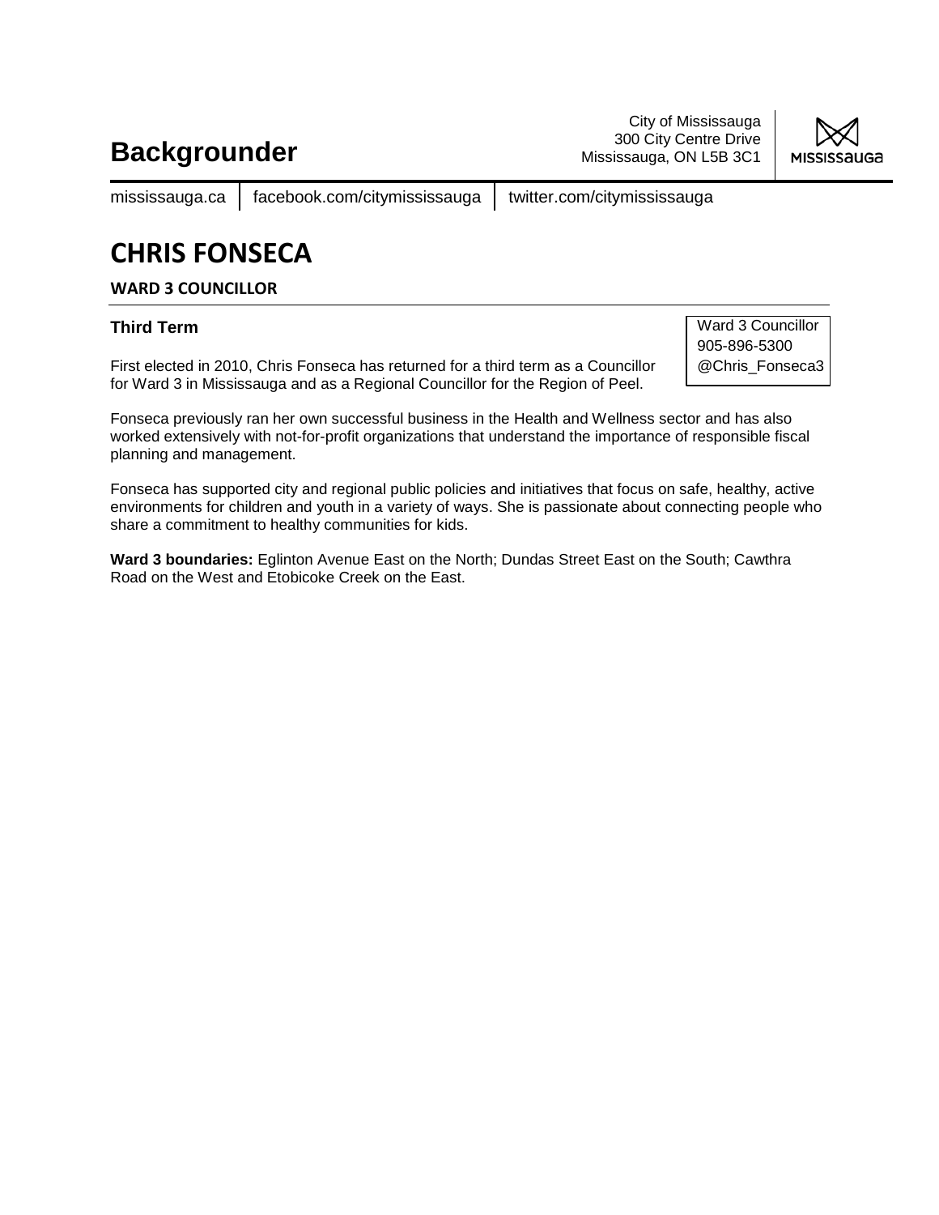# Backgrounder

City of Mississauga
300 City Centre Drive
Mississauga, ON L5B 3C1

mississauga.ca | facebook.com/citymississauga | twitter.com/citymississauga

# CHRIS FONSECA

**WARD 3 COUNCILLOR**

### Third Term

Ward 3 Councillor
905-896-5300
@Chris_Fonseca3

First elected in 2010, Chris Fonseca has returned for a third term as a Councillor for Ward 3 in Mississauga and as a Regional Councillor for the Region of Peel.

Fonseca previously ran her own successful business in the Health and Wellness sector and has also worked extensively with not-for-profit organizations that understand the importance of responsible fiscal planning and management.

Fonseca has supported city and regional public policies and initiatives that focus on safe, healthy, active environments for children and youth in a variety of ways. She is passionate about connecting people who share a commitment to healthy communities for kids.

**Ward 3 boundaries:** Eglinton Avenue East on the North; Dundas Street East on the South; Cawthra Road on the West and Etobicoke Creek on the East.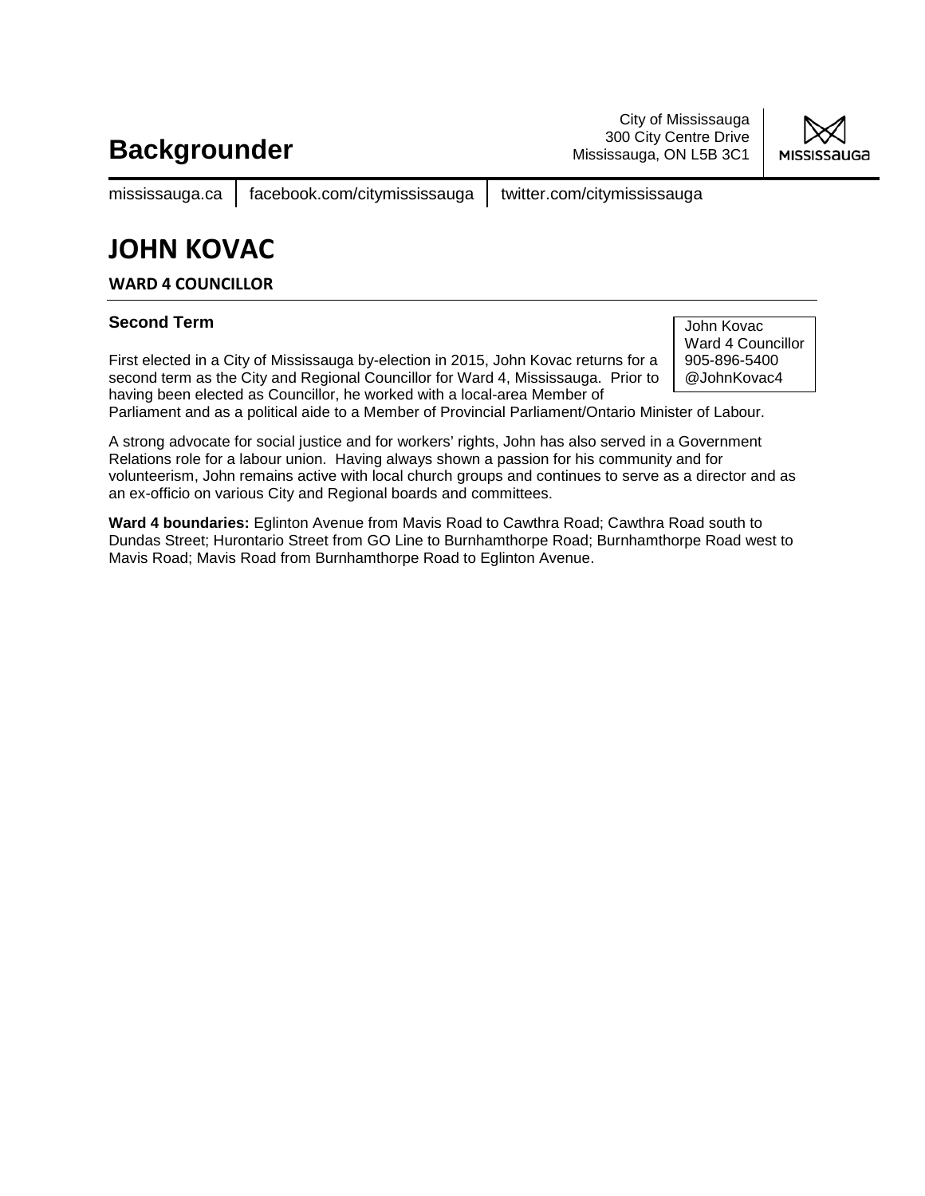# Backgrounder

City of Mississauga
300 City Centre Drive
Mississauga, ON L5B 3C1

mississauga.ca | facebook.com/citymississauga | twitter.com/citymississauga

# JOHN KOVAC

**WARD 4 COUNCILLOR**

### Second Term

John Kovac
Ward 4 Councillor
905-896-5400
@JohnKovac4

First elected in a City of Mississauga by-election in 2015, John Kovac returns for a second term as the City and Regional Councillor for Ward 4, Mississauga. Prior to having been elected as Councillor, he worked with a local-area Member of Parliament and as a political aide to a Member of Provincial Parliament/Ontario Minister of Labour.

A strong advocate for social justice and for workers' rights, John has also served in a Government Relations role for a labour union. Having always shown a passion for his community and for volunteerism, John remains active with local church groups and continues to serve as a director and as an ex-officio on various City and Regional boards and committees.

**Ward 4 boundaries:** Eglinton Avenue from Mavis Road to Cawthra Road; Cawthra Road south to Dundas Street; Hurontario Street from GO Line to Burnhamthorpe Road; Burnhamthorpe Road west to Mavis Road; Mavis Road from Burnhamthorpe Road to Eglinton Avenue.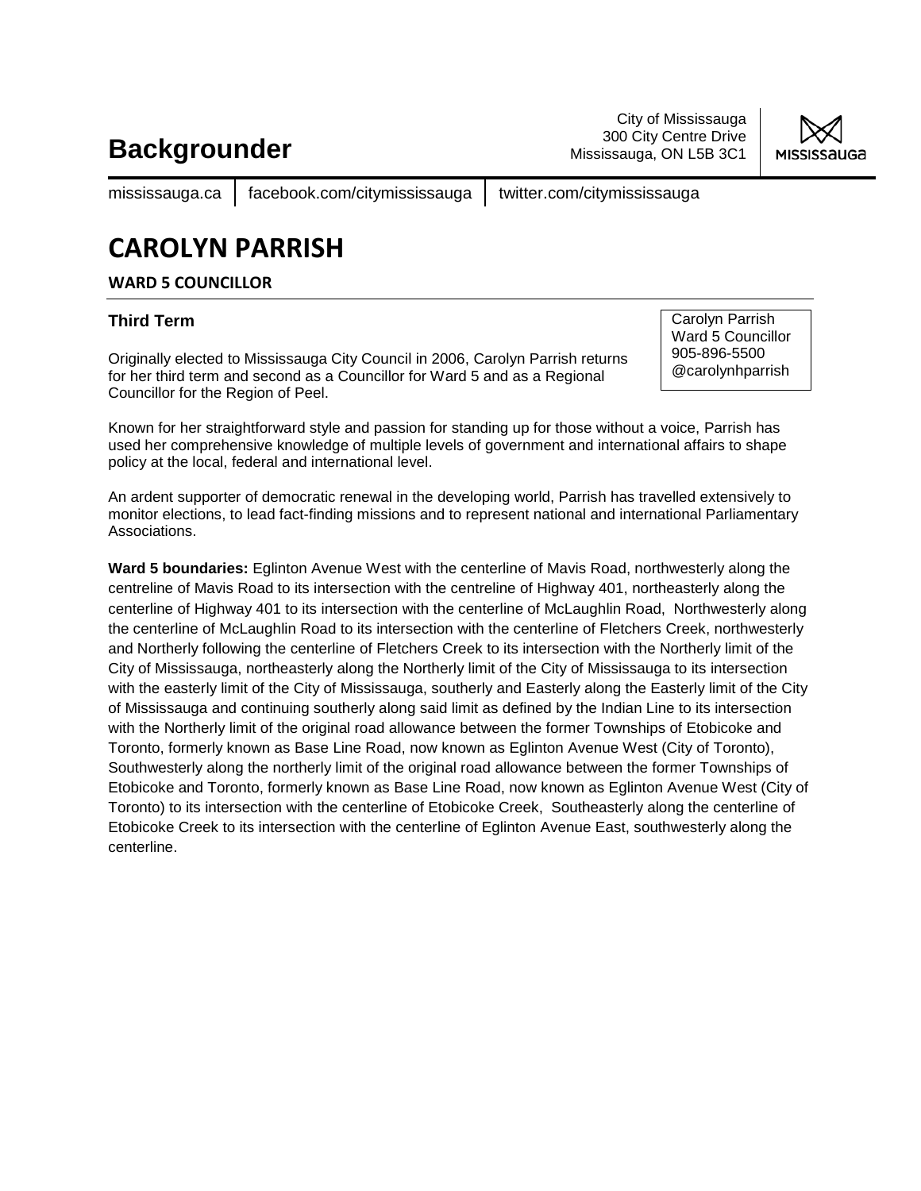# Backgrounder

City of Mississauga
300 City Centre Drive
Mississauga, ON L5B 3C1

mississauga.ca | facebook.com/citymississauga | twitter.com/citymississauga

# CAROLYN PARRISH

**WARD 5 COUNCILLOR**

### Third Term

Carolyn Parrish
Ward 5 Councillor
905-896-5500
@carolynhparrish

Originally elected to Mississauga City Council in 2006, Carolyn Parrish returns for her third term and second as a Councillor for Ward 5 and as a Regional Councillor for the Region of Peel.

Known for her straightforward style and passion for standing up for those without a voice, Parrish has used her comprehensive knowledge of multiple levels of government and international affairs to shape policy at the local, federal and international level.

An ardent supporter of democratic renewal in the developing world, Parrish has travelled extensively to monitor elections, to lead fact-finding missions and to represent national and international Parliamentary Associations.

**Ward 5 boundaries:** Eglinton Avenue West with the centerline of Mavis Road, northwesterly along the centreline of Mavis Road to its intersection with the centreline of Highway 401, northeasterly along the centerline of Highway 401 to its intersection with the centerline of McLaughlin Road, Northwesterly along the centerline of McLaughlin Road to its intersection with the centerline of Fletchers Creek, northwesterly and Northerly following the centerline of Fletchers Creek to its intersection with the Northerly limit of the City of Mississauga, northeasterly along the Northerly limit of the City of Mississauga to its intersection with the easterly limit of the City of Mississauga, southerly and Easterly along the Easterly limit of the City of Mississauga and continuing southerly along said limit as defined by the Indian Line to its intersection with the Northerly limit of the original road allowance between the former Townships of Etobicoke and Toronto, formerly known as Base Line Road, now known as Eglinton Avenue West (City of Toronto), Southwesterly along the northerly limit of the original road allowance between the former Townships of Etobicoke and Toronto, formerly known as Base Line Road, now known as Eglinton Avenue West (City of Toronto) to its intersection with the centerline of Etobicoke Creek, Southeasterly along the centerline of Etobicoke Creek to its intersection with the centerline of Eglinton Avenue East, southwesterly along the centerline.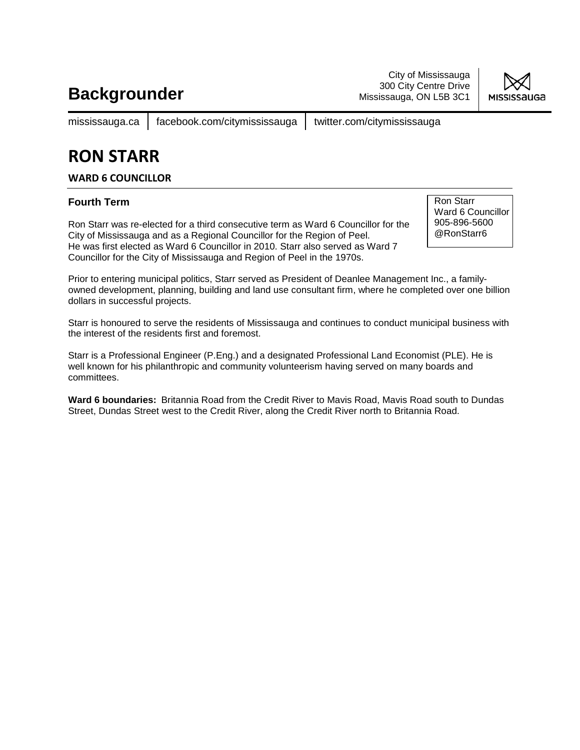# Backgrounder

City of Mississauga
300 City Centre Drive
Mississauga, ON L5B 3C1

mississauga.ca | facebook.com/citymississauga | twitter.com/citymississauga

## RON STARR

### WARD 6 COUNCILLOR

**Fourth Term**

Ron Starr
Ward 6 Councillor
905-896-5600
@RonStarr6

Ron Starr was re-elected for a third consecutive term as Ward 6 Councillor for the City of Mississauga and as a Regional Councillor for the Region of Peel. He was first elected as Ward 6 Councillor in 2010. Starr also served as Ward 7 Councillor for the City of Mississauga and Region of Peel in the 1970s.

Prior to entering municipal politics, Starr served as President of Deanlee Management Inc., a family-owned development, planning, building and land use consultant firm, where he completed over one billion dollars in successful projects.

Starr is honoured to serve the residents of Mississauga and continues to conduct municipal business with the interest of the residents first and foremost.

Starr is a Professional Engineer (P.Eng.) and a designated Professional Land Economist (PLE). He is well known for his philanthropic and community volunteerism having served on many boards and committees.

**Ward 6 boundaries:** Britannia Road from the Credit River to Mavis Road, Mavis Road south to Dundas Street, Dundas Street west to the Credit River, along the Credit River north to Britannia Road.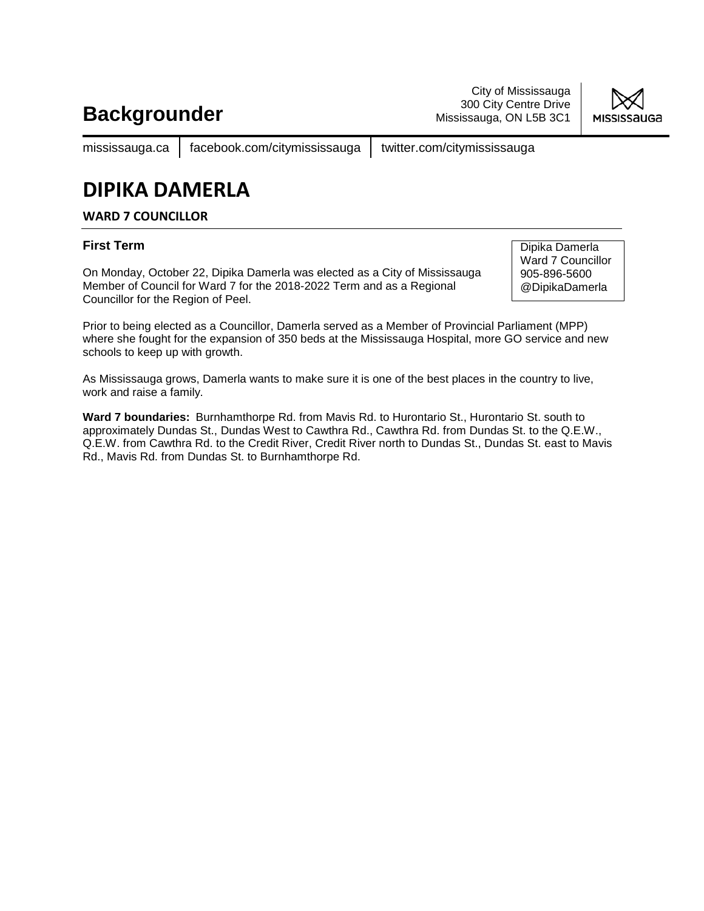# Backgrounder

City of Mississauga
300 City Centre Drive
Mississauga, ON L5B 3C1

mississauga.ca | facebook.com/citymississauga | twitter.com/citymississauga

# DIPIKA DAMERLA

## WARD 7 COUNCILLOR

### First Term

Dipika Damerla
Ward 7 Councillor
905-896-5600
@DipikaDamerla

On Monday, October 22, Dipika Damerla was elected as a City of Mississauga Member of Council for Ward 7 for the 2018-2022 Term and as a Regional Councillor for the Region of Peel.

Prior to being elected as a Councillor, Damerla served as a Member of Provincial Parliament (MPP) where she fought for the expansion of 350 beds at the Mississauga Hospital, more GO service and new schools to keep up with growth.

As Mississauga grows, Damerla wants to make sure it is one of the best places in the country to live, work and raise a family.

**Ward 7 boundaries:** Burnhamthorpe Rd. from Mavis Rd. to Hurontario St., Hurontario St. south to approximately Dundas St., Dundas West to Cawthra Rd., Cawthra Rd. from Dundas St. to the Q.E.W., Q.E.W. from Cawthra Rd. to the Credit River, Credit River north to Dundas St., Dundas St. east to Mavis Rd., Mavis Rd. from Dundas St. to Burnhamthorpe Rd.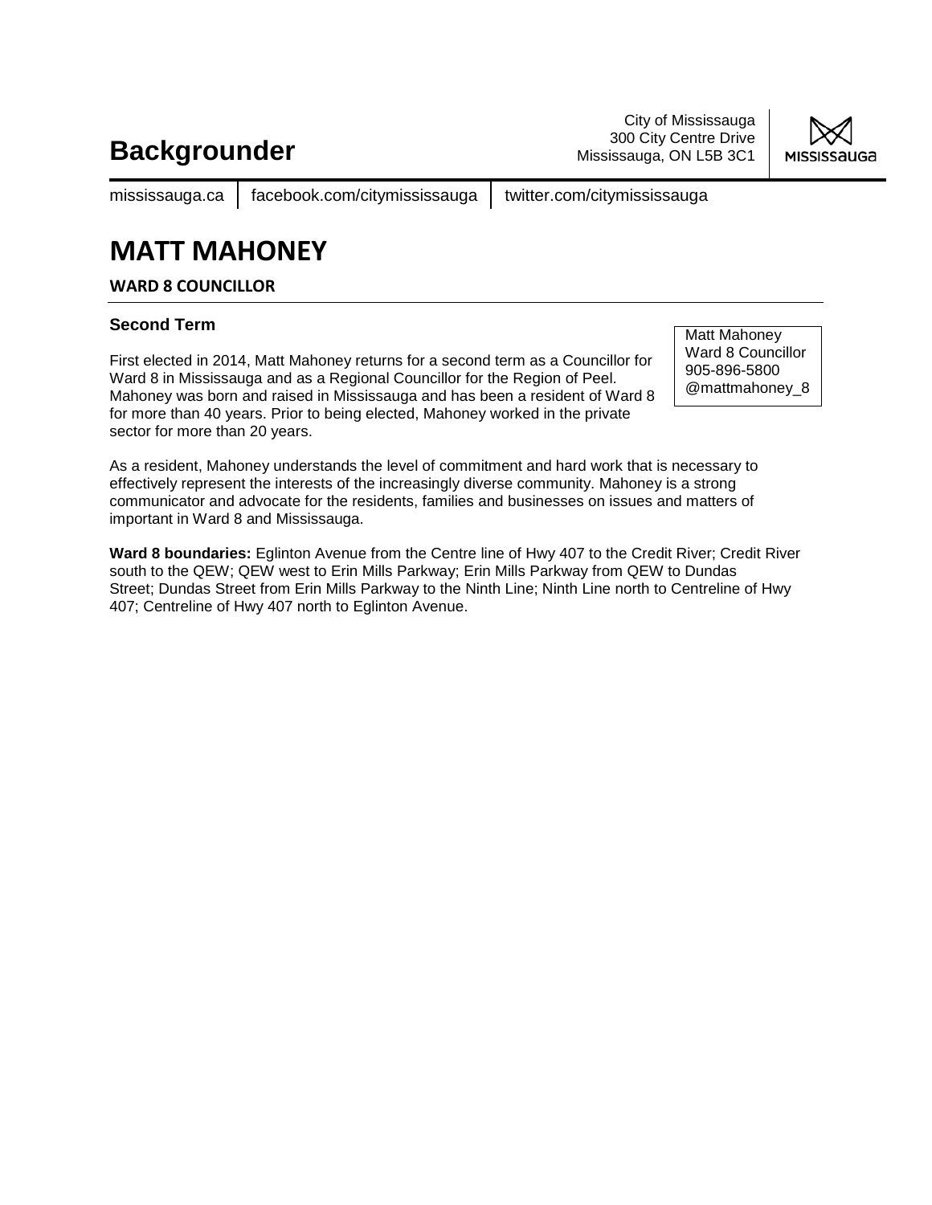# Backgrounder

City of Mississauga
300 City Centre Drive
Mississauga, ON L5B 3C1

mississauga.ca | facebook.com/citymississauga | twitter.com/citymississauga

# MATT MAHONEY

**WARD 8 COUNCILLOR**

### Second Term

Matt Mahoney
Ward 8 Councillor
905-896-5800
@mattmahoney_8

First elected in 2014, Matt Mahoney returns for a second term as a Councillor for Ward 8 in Mississauga and as a Regional Councillor for the Region of Peel. Mahoney was born and raised in Mississauga and has been a resident of Ward 8 for more than 40 years. Prior to being elected, Mahoney worked in the private sector for more than 20 years.

As a resident, Mahoney understands the level of commitment and hard work that is necessary to effectively represent the interests of the increasingly diverse community. Mahoney is a strong communicator and advocate for the residents, families and businesses on issues and matters of important in Ward 8 and Mississauga.

**Ward 8 boundaries:** Eglinton Avenue from the Centre line of Hwy 407 to the Credit River; Credit River south to the QEW; QEW west to Erin Mills Parkway; Erin Mills Parkway from QEW to Dundas Street; Dundas Street from Erin Mills Parkway to the Ninth Line; Ninth Line north to Centreline of Hwy 407; Centreline of Hwy 407 north to Eglinton Avenue.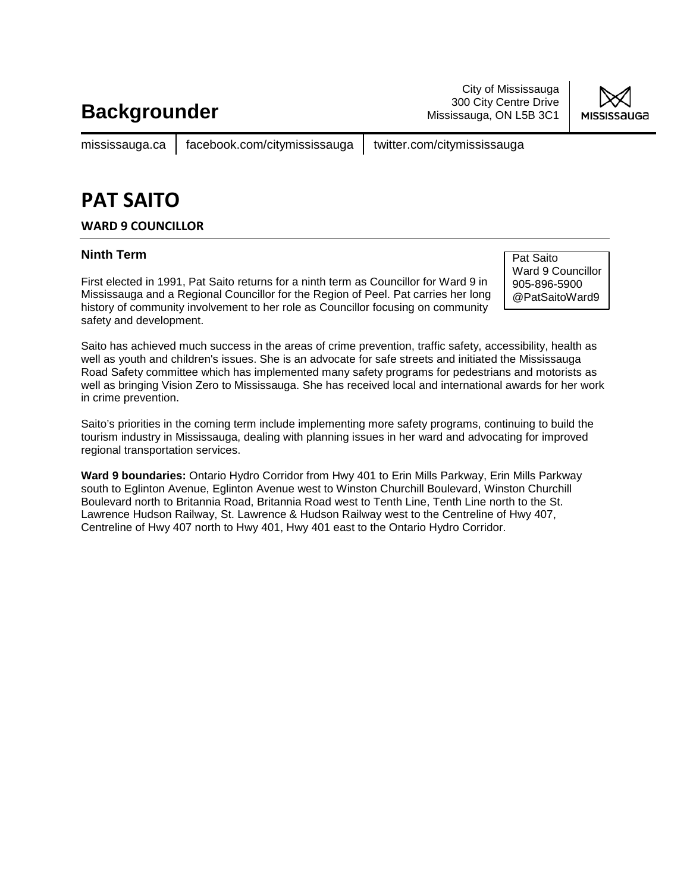# Backgrounder

City of Mississauga
300 City Centre Drive
Mississauga, ON L5B 3C1

mississauga.ca | facebook.com/citymississauga | twitter.com/citymississauga

# PAT SAITO

## WARD 9 COUNCILLOR

### Ninth Term

Pat Saito
Ward 9 Councillor
905-896-5900
@PatSaitoWard9

First elected in 1991, Pat Saito returns for a ninth term as Councillor for Ward 9 in Mississauga and a Regional Councillor for the Region of Peel. Pat carries her long history of community involvement to her role as Councillor focusing on community safety and development.

Saito has achieved much success in the areas of crime prevention, traffic safety, accessibility, health as well as youth and children's issues. She is an advocate for safe streets and initiated the Mississauga Road Safety committee which has implemented many safety programs for pedestrians and motorists as well as bringing Vision Zero to Mississauga. She has received local and international awards for her work in crime prevention.

Saito's priorities in the coming term include implementing more safety programs, continuing to build the tourism industry in Mississauga, dealing with planning issues in her ward and advocating for improved regional transportation services.

**Ward 9 boundaries:** Ontario Hydro Corridor from Hwy 401 to Erin Mills Parkway, Erin Mills Parkway south to Eglinton Avenue, Eglinton Avenue west to Winston Churchill Boulevard, Winston Churchill Boulevard north to Britannia Road, Britannia Road west to Tenth Line, Tenth Line north to the St. Lawrence Hudson Railway, St. Lawrence & Hudson Railway west to the Centreline of Hwy 407, Centreline of Hwy 407 north to Hwy 401, Hwy 401 east to the Ontario Hydro Corridor.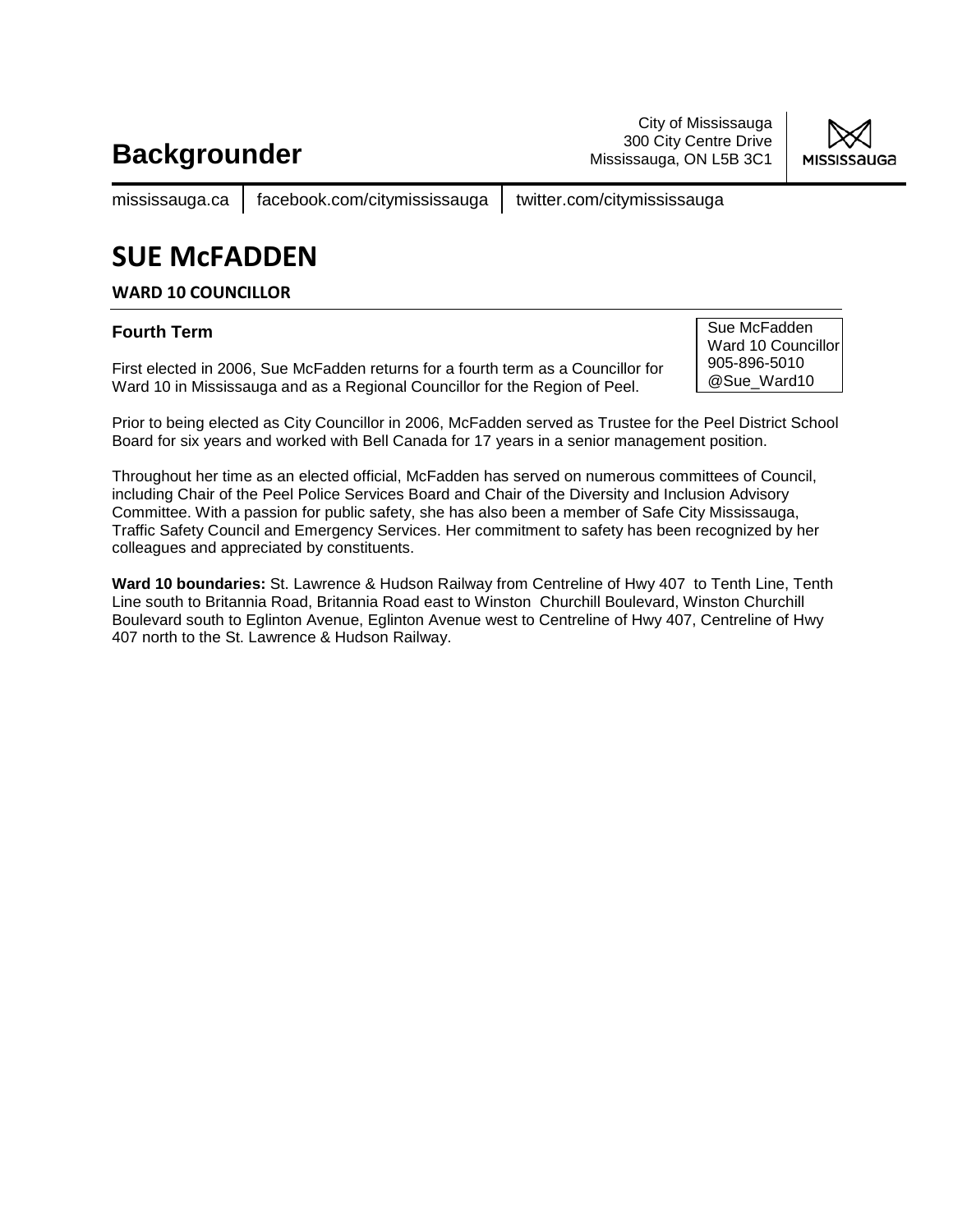# Backgrounder

City of Mississauga
300 City Centre Drive
Mississauga, ON L5B 3C1

mississauga.ca | facebook.com/citymississauga | twitter.com/citymississauga

# SUE McFADDEN

## WARD 10 COUNCILLOR

### Fourth Term

Sue McFadden
Ward 10 Councillor
905-896-5010
@Sue_Ward10

First elected in 2006, Sue McFadden returns for a fourth term as a Councillor for Ward 10 in Mississauga and as a Regional Councillor for the Region of Peel.

Prior to being elected as City Councillor in 2006, McFadden served as Trustee for the Peel District School Board for six years and worked with Bell Canada for 17 years in a senior management position.

Throughout her time as an elected official, McFadden has served on numerous committees of Council, including Chair of the Peel Police Services Board and Chair of the Diversity and Inclusion Advisory Committee. With a passion for public safety, she has also been a member of Safe City Mississauga, Traffic Safety Council and Emergency Services. Her commitment to safety has been recognized by her colleagues and appreciated by constituents.

**Ward 10 boundaries:** St. Lawrence & Hudson Railway from Centreline of Hwy 407 to Tenth Line, Tenth Line south to Britannia Road, Britannia Road east to Winston Churchill Boulevard, Winston Churchill Boulevard south to Eglinton Avenue, Eglinton Avenue west to Centreline of Hwy 407, Centreline of Hwy 407 north to the St. Lawrence & Hudson Railway.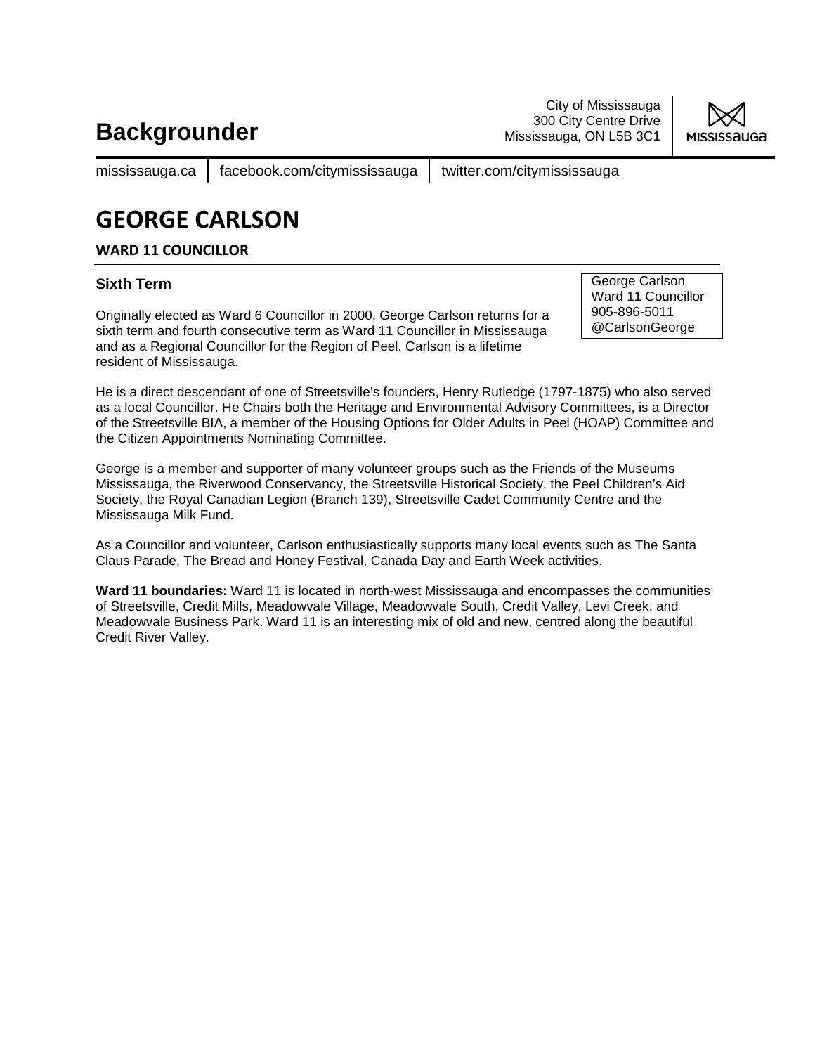# Backgrounder

City of Mississauga
300 City Centre Drive
Mississauga, ON L5B 3C1

mississauga.ca | facebook.com/citymississauga | twitter.com/citymississauga

## GEORGE CARLSON

**WARD 11 COUNCILLOR**

### Sixth Term

George Carlson
Ward 11 Councillor
905-896-5011
@CarlsonGeorge

Originally elected as Ward 6 Councillor in 2000, George Carlson returns for a sixth term and fourth consecutive term as Ward 11 Councillor in Mississauga and as a Regional Councillor for the Region of Peel. Carlson is a lifetime resident of Mississauga.

He is a direct descendant of one of Streetsville's founders, Henry Rutledge (1797-1875) who also served as a local Councillor. He Chairs both the Heritage and Environmental Advisory Committees, is a Director of the Streetsville BIA, a member of the Housing Options for Older Adults in Peel (HOAP) Committee and the Citizen Appointments Nominating Committee.

George is a member and supporter of many volunteer groups such as the Friends of the Museums Mississauga, the Riverwood Conservancy, the Streetsville Historical Society, the Peel Children's Aid Society, the Royal Canadian Legion (Branch 139), Streetsville Cadet Community Centre and the Mississauga Milk Fund.

As a Councillor and volunteer, Carlson enthusiastically supports many local events such as The Santa Claus Parade, The Bread and Honey Festival, Canada Day and Earth Week activities.

**Ward 11 boundaries:** Ward 11 is located in north-west Mississauga and encompasses the communities of Streetsville, Credit Mills, Meadowvale Village, Meadowvale South, Credit Valley, Levi Creek, and Meadowvale Business Park. Ward 11 is an interesting mix of old and new, centred along the beautiful Credit River Valley.